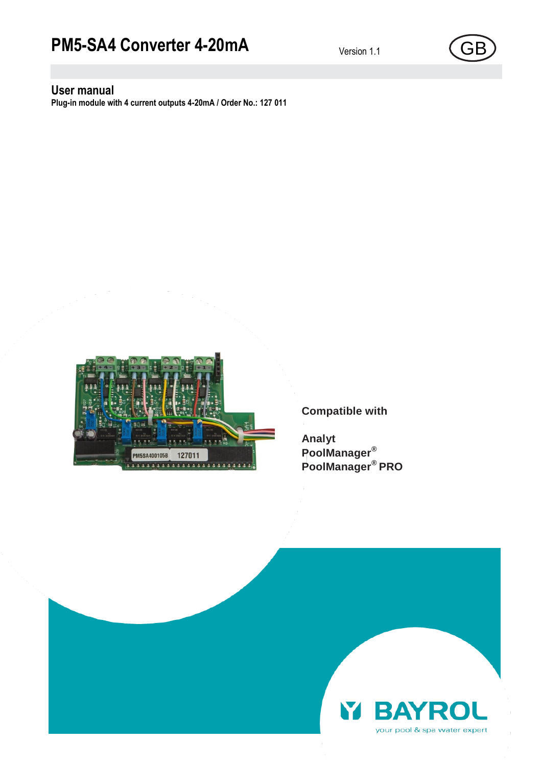# PM5-SA4 Converter 4-20mA

Version 1.1

GB

## User manual

**Plug-in module with 4 current outputs 4-20mA / Order No.: 127 011**

**Compatible with**

**Analyt**
**PoolManager®**
**PoolManager® PRO**

BAYROL
your pool & spa water expert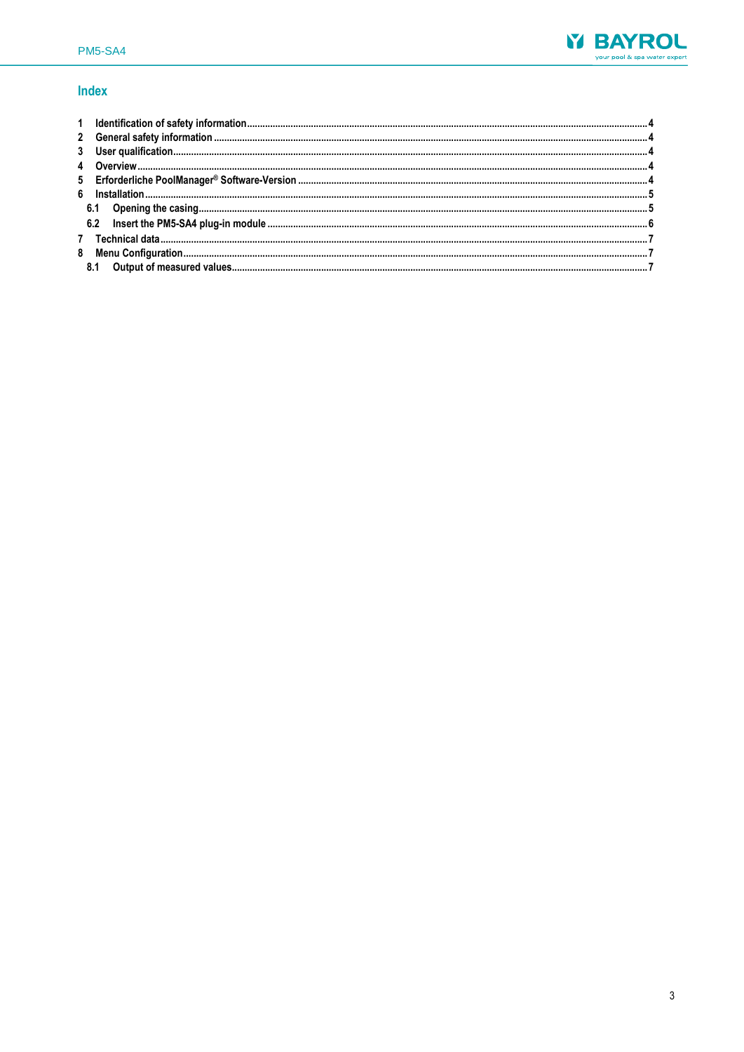## Index

1 Identification of safety information ....................................................................... 4
2 General safety information ....................................................................................... 4
3 User qualification ...................................................................................................... 4
4 Overview .................................................................................................................... 4
5 Erforderliche PoolManager® Software-Version ...................................................... 4
6 Installation ................................................................................................................. 5
  6.1 Opening the casing ............................................................................................. 5
  6.2 Insert the PM5-SA4 plug-in module .................................................................. 6
7 Technical data ............................................................................................................ 7
8 Menu Configuration ................................................................................................... 7
  8.1 Output of measured values ................................................................................. 7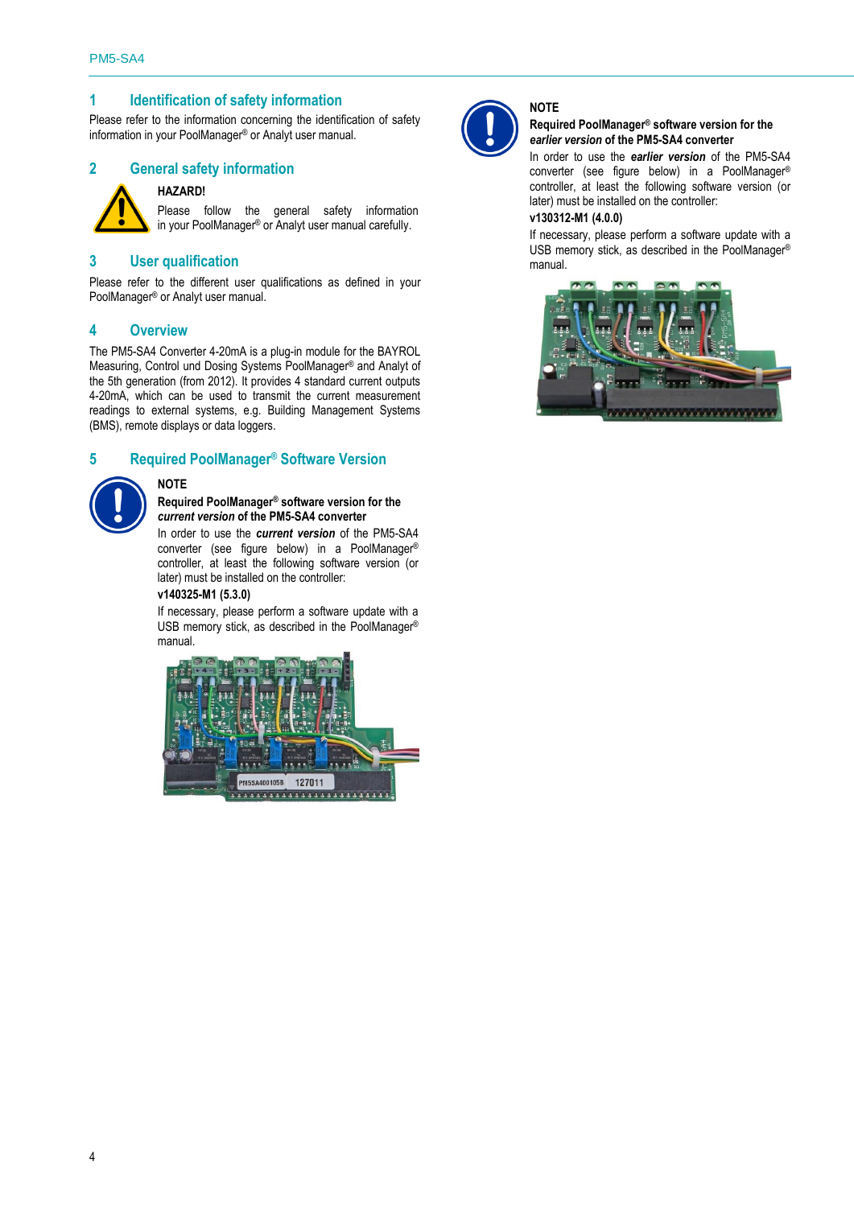## 1 Identification of safety information

Please refer to the information concerning the identification of safety information in your PoolManager® or Analyt user manual.

## 2 General safety information

**HAZARD!**

Please follow the general safety information in your PoolManager® or Analyt user manual carefully.

## 3 User qualification

Please refer to the different user qualifications as defined in your PoolManager® or Analyt user manual.

## 4 Overview

The PM5-SA4 Converter 4-20mA is a plug-in module for the BAYROL Measuring, Control und Dosing Systems PoolManager® and Analyt of the 5th generation (from 2012). It provides 4 standard current outputs 4-20mA, which can be used to transmit the current measurement readings to external systems, e.g. Building Management Systems (BMS), remote displays or data loggers.

## 5 Required PoolManager® Software Version

**NOTE**

**Required PoolManager® software version for the *current version* of the PM5-SA4 converter**

In order to use the ***current version*** of the PM5-SA4 converter (see figure below) in a PoolManager® controller, at least the following software version (or later) must be installed on the controller:

**v140325-M1 (5.3.0)**

If necessary, please perform a software update with a USB memory stick, as described in the PoolManager® manual.

**NOTE**

**Required PoolManager® software version for the *earlier version* of the PM5-SA4 converter**

In order to use the ***earlier version*** of the PM5-SA4 converter (see figure below) in a PoolManager® controller, at least the following software version (or later) must be installed on the controller:

**v130312-M1 (4.0.0)**

If necessary, please perform a software update with a USB memory stick, as described in the PoolManager® manual.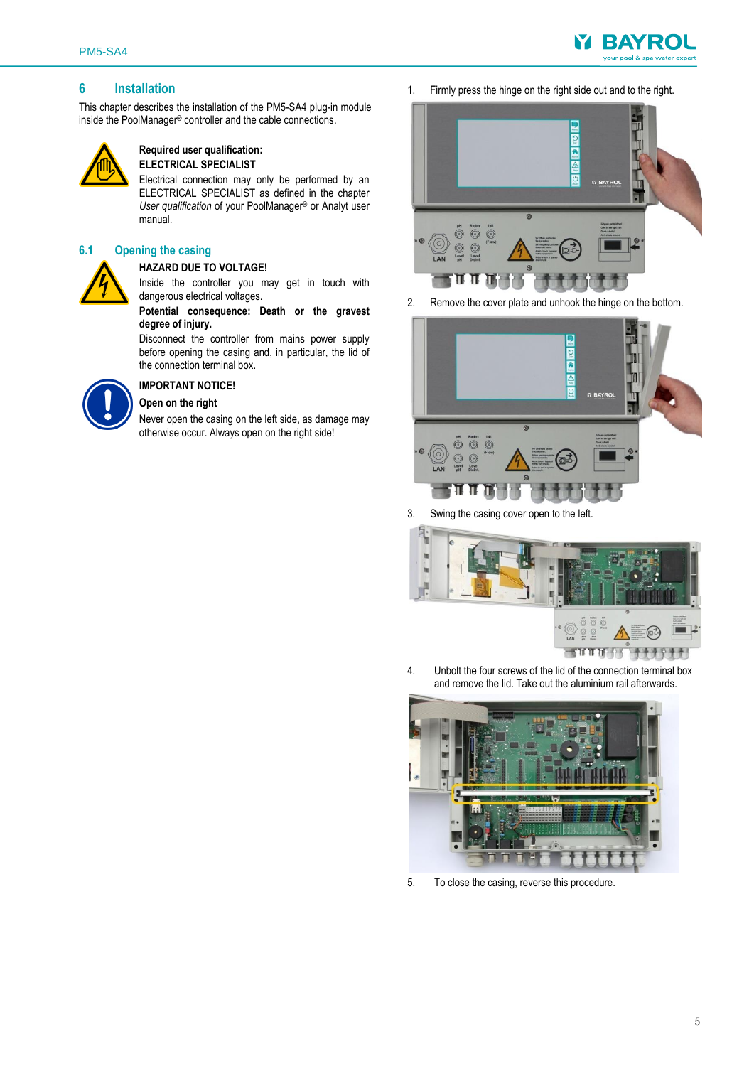## 6 Installation

This chapter describes the installation of the PM5-SA4 plug-in module inside the PoolManager® controller and the cable connections.

**Required user qualification:**
**ELECTRICAL SPECIALIST**
Electrical connection may only be performed by an ELECTRICAL SPECIALIST as defined in the chapter *User qualification* of your PoolManager® or Analyt user manual.

### 6.1 Opening the casing

**HAZARD DUE TO VOLTAGE!**
Inside the controller you may get in touch with dangerous electrical voltages.
**Potential consequence: Death or the gravest degree of injury.**
Disconnect the controller from mains power supply before opening the casing and, in particular, the lid of the connection terminal box.

**IMPORTANT NOTICE!**
**Open on the right**
Never open the casing on the left side, as damage may otherwise occur. Always open on the right side!

1. Firmly press the hinge on the right side out and to the right.
2. Remove the cover plate and unhook the hinge on the bottom.
3. Swing the casing cover open to the left.
4. Unbolt the four screws of the lid of the connection terminal box and remove the lid. Take out the aluminium rail afterwards.
5. To close the casing, reverse this procedure.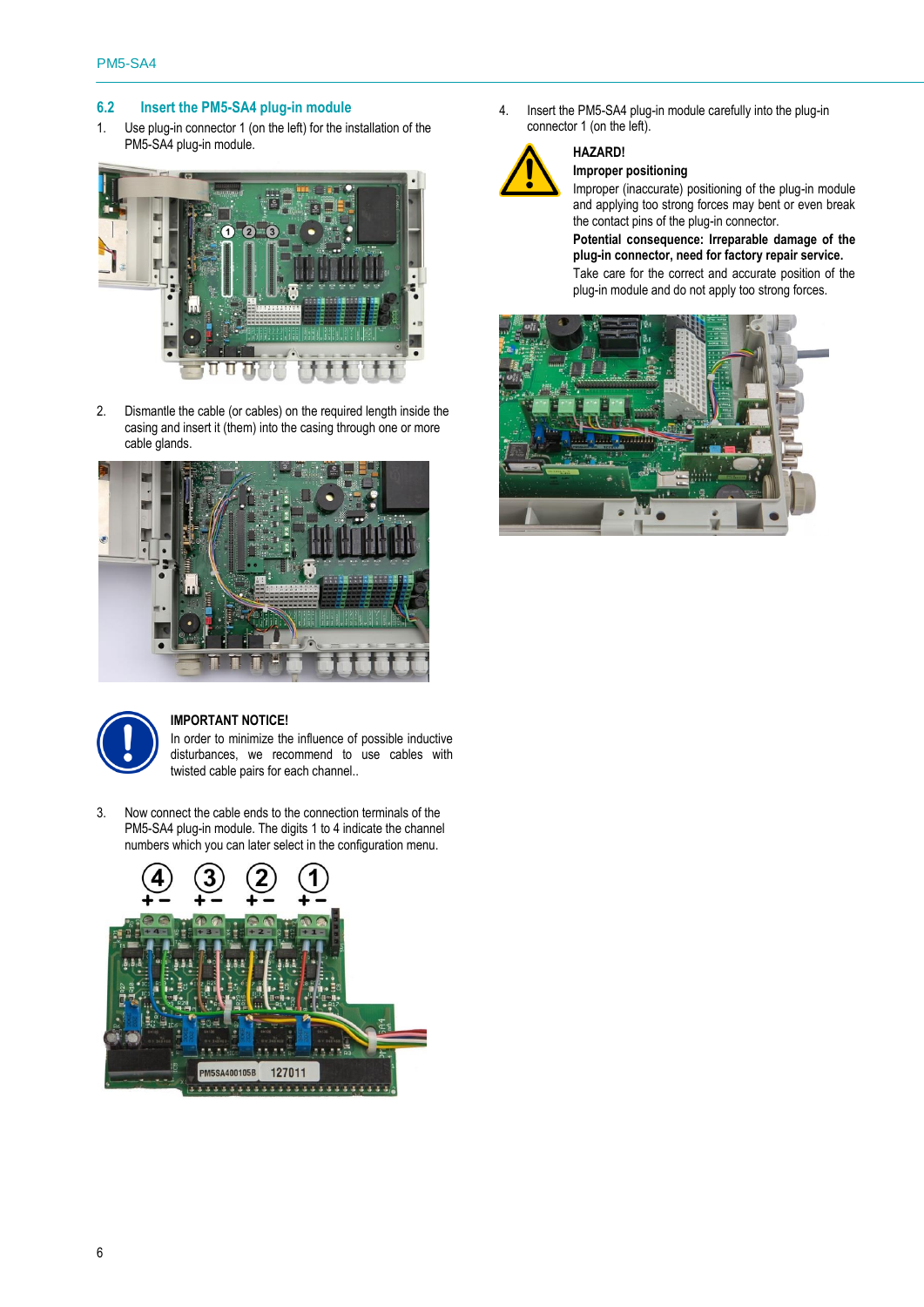## 6.2 Insert the PM5-SA4 plug-in module

1. Use plug-in connector 1 (on the left) for the installation of the PM5-SA4 plug-in module.

2. Dismantle the cable (or cables) on the required length inside the casing and insert it (them) into the casing through one or more cable glands.

**IMPORTANT NOTICE!**
In order to minimize the influence of possible inductive disturbances, we recommend to use cables with twisted cable pairs for each channel..

3. Now connect the cable ends to the connection terminals of the PM5-SA4 plug-in module. The digits 1 to 4 indicate the channel numbers which you can later select in the configuration menu.

4. Insert the PM5-SA4 plug-in module carefully into the plug-in connector 1 (on the left).

**HAZARD!**
**Improper positioning**
Improper (inaccurate) positioning of the plug-in module and applying too strong forces may bent or even break the contact pins of the plug-in connector.
**Potential consequence: Irreparable damage of the plug-in connector, need for factory repair service.**
Take care for the correct and accurate position of the plug-in module and do not apply too strong forces.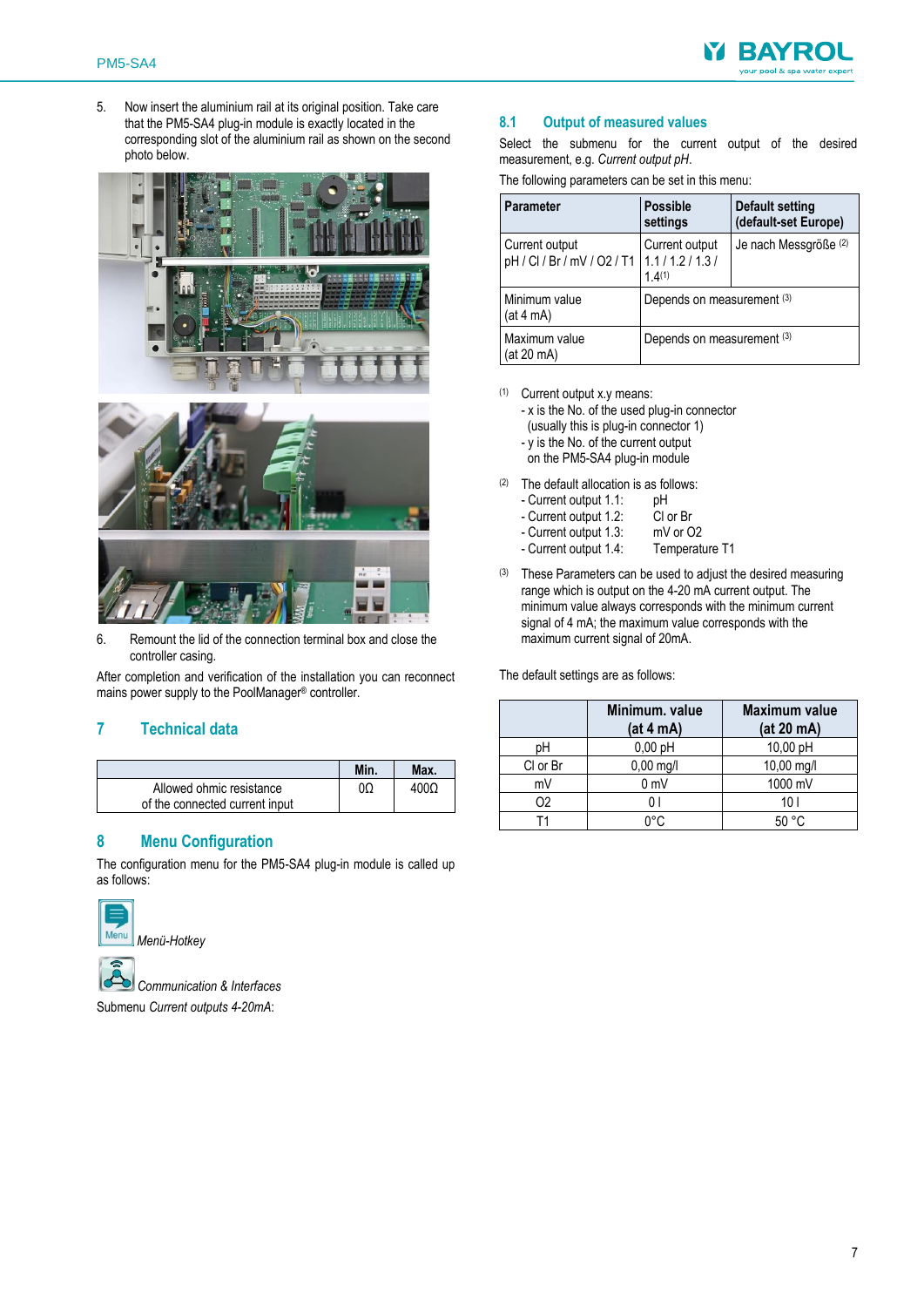5. Now insert the aluminium rail at its original position. Take care that the PM5-SA4 plug-in module is exactly located in the corresponding slot of the aluminium rail as shown on the second photo below.

6. Remount the lid of the connection terminal box and close the controller casing.

After completion and verification of the installation you can reconnect mains power supply to the PoolManager® controller.

## 7 Technical data

| | Min. | Max. |
|---|---|---|
| Allowed ohmic resistance of the connected current input | 0Ω | 400Ω |

## 8 Menu Configuration

The configuration menu for the PM5-SA4 plug-in module is called up as follows:

*Menü-Hotkey*

*Communication & Interfaces*

Submenu *Current outputs 4-20mA*:

### 8.1 Output of measured values

Select the submenu for the current output of the desired measurement, e.g. *Current output pH*.

The following parameters can be set in this menu:

| Parameter | Possible settings | Default setting (default-set Europe) |
|---|---|---|
| Current output pH / Cl / Br / mV / O2 / T1 | Current output 1.1 / 1.2 / 1.3 / 1.4 (1) | Je nach Messgröße (2) |
| Minimum value (at 4 mA) | Depends on measurement (3) | |
| Maximum value (at 20 mA) | Depends on measurement (3) | |

(1) Current output x.y means:
- x is the No. of the used plug-in connector (usually this is plug-in connector 1)
- y is the No. of the current output on the PM5-SA4 plug-in module

(2) The default allocation is as follows:
- Current output 1.1: pH
- Current output 1.2: Cl or Br
- Current output 1.3: mV or O2
- Current output 1.4: Temperature T1

(3) These Parameters can be used to adjust the desired measuring range which is output on the 4-20 mA current output. The minimum value always corresponds with the minimum current signal of 4 mA; the maximum value corresponds with the maximum current signal of 20mA.

The default settings are as follows:

| | Minimum. value (at 4 mA) | Maximum value (at 20 mA) |
|---|---|---|
| pH | 0,00 pH | 10,00 pH |
| Cl or Br | 0,00 mg/l | 10,00 mg/l |
| mV | 0 mV | 1000 mV |
| O2 | 0 l | 10 l |
| T1 | 0°C | 50 °C |